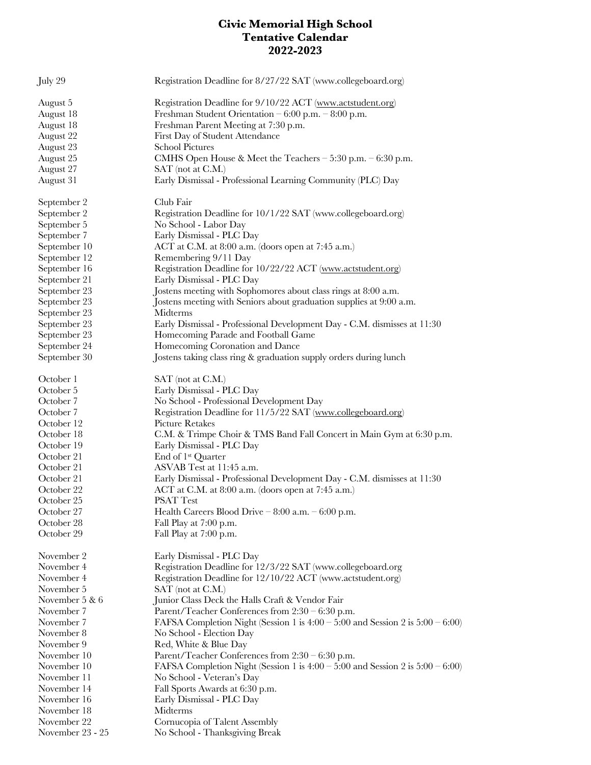# Civic Memorial High School
## Tentative Calendar
## 2022-2023

| | |
|---|---|
| July 29 | Registration Deadline for 8/27/22 SAT (www.collegeboard.org) |
| August 5 | Registration Deadline for 9/10/22 ACT (www.actstudent.org) |
| August 18 | Freshman Student Orientation – 6:00 p.m. – 8:00 p.m. |
| August 18 | Freshman Parent Meeting at 7:30 p.m. |
| August 22 | First Day of Student Attendance |
| August 23 | School Pictures |
| August 25 | CMHS Open House & Meet the Teachers – 5:30 p.m. – 6:30 p.m. |
| August 27 | SAT (not at C.M.) |
| August 31 | Early Dismissal - Professional Learning Community (PLC) Day |
| September 2 | Club Fair |
| September 2 | Registration Deadline for 10/1/22 SAT (www.collegeboard.org) |
| September 5 | No School - Labor Day |
| September 7 | Early Dismissal - PLC Day |
| September 10 | ACT at C.M. at 8:00 a.m. (doors open at 7:45 a.m.) |
| September 12 | Remembering 9/11 Day |
| September 16 | Registration Deadline for 10/22/22 ACT (www.actstudent.org) |
| September 21 | Early Dismissal - PLC Day |
| September 23 | Jostens meeting with Sophomores about class rings at 8:00 a.m. |
| September 23 | Jostens meeting with Seniors about graduation supplies at 9:00 a.m. |
| September 23 | Midterms |
| September 23 | Early Dismissal - Professional Development Day - C.M. dismisses at 11:30 |
| September 23 | Homecoming Parade and Football Game |
| September 24 | Homecoming Coronation and Dance |
| September 30 | Jostens taking class ring & graduation supply orders during lunch |
| October 1 | SAT (not at C.M.) |
| October 5 | Early Dismissal - PLC Day |
| October 7 | No School - Professional Development Day |
| October 7 | Registration Deadline for 11/5/22 SAT (www.collegeboard.org) |
| October 12 | Picture Retakes |
| October 18 | C.M. & Trimpe Choir & TMS Band Fall Concert in Main Gym at 6:30 p.m. |
| October 19 | Early Dismissal - PLC Day |
| October 21 | End of 1st Quarter |
| October 21 | ASVAB Test at 11:45 a.m. |
| October 21 | Early Dismissal - Professional Development Day - C.M. dismisses at 11:30 |
| October 22 | ACT at C.M. at 8:00 a.m. (doors open at 7:45 a.m.) |
| October 25 | PSAT Test |
| October 27 | Health Careers Blood Drive – 8:00 a.m. – 6:00 p.m. |
| October 28 | Fall Play at 7:00 p.m. |
| October 29 | Fall Play at 7:00 p.m. |
| November 2 | Early Dismissal - PLC Day |
| November 4 | Registration Deadline for 12/3/22 SAT (www.collegeboard.org |
| November 4 | Registration Deadline for 12/10/22 ACT (www.actstudent.org) |
| November 5 | SAT (not at C.M.) |
| November 5 & 6 | Junior Class Deck the Halls Craft & Vendor Fair |
| November 7 | Parent/Teacher Conferences from 2:30 – 6:30 p.m. |
| November 7 | FAFSA Completion Night (Session 1 is 4:00 – 5:00 and Session 2 is 5:00 – 6:00) |
| November 8 | No School - Election Day |
| November 9 | Red, White & Blue Day |
| November 10 | Parent/Teacher Conferences from 2:30 – 6:30 p.m. |
| November 10 | FAFSA Completion Night (Session 1 is 4:00 – 5:00 and Session 2 is 5:00 – 6:00) |
| November 11 | No School - Veteran's Day |
| November 14 | Fall Sports Awards at 6:30 p.m. |
| November 16 | Early Dismissal - PLC Day |
| November 18 | Midterms |
| November 22 | Cornucopia of Talent Assembly |
| November 23 - 25 | No School - Thanksgiving Break |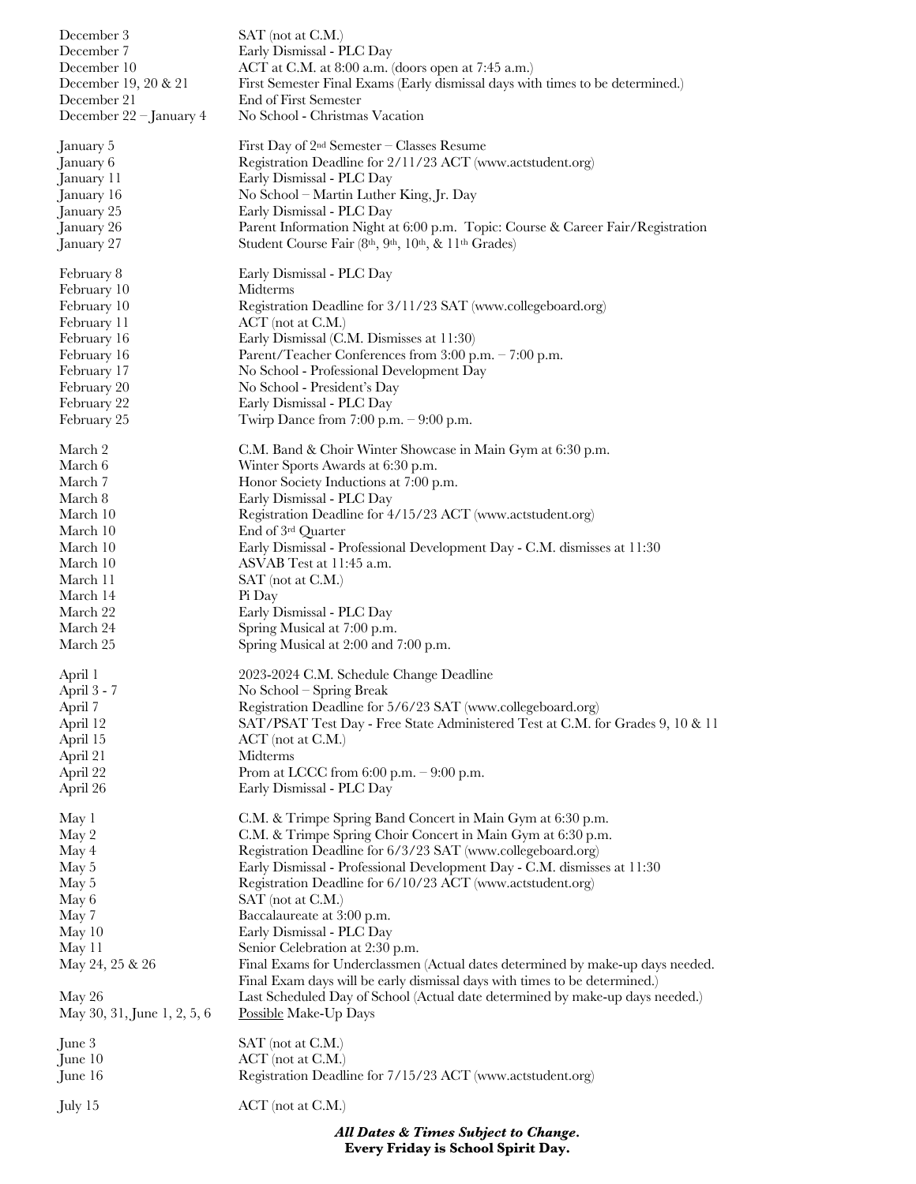| | |
|---|---|
| December 3 | SAT (not at C.M.) |
| December 7 | Early Dismissal - PLC Day |
| December 10 | ACT at C.M. at 8:00 a.m. (doors open at 7:45 a.m.) |
| December 19, 20 & 21 | First Semester Final Exams (Early dismissal days with times to be determined.) |
| December 21 | End of First Semester |
| December 22 – January 4 | No School - Christmas Vacation |
| January 5 | First Day of 2nd Semester – Classes Resume |
| January 6 | Registration Deadline for 2/11/23 ACT (www.actstudent.org) |
| January 11 | Early Dismissal - PLC Day |
| January 16 | No School – Martin Luther King, Jr. Day |
| January 25 | Early Dismissal - PLC Day |
| January 26 | Parent Information Night at 6:00 p.m. Topic: Course & Career Fair/Registration |
| January 27 | Student Course Fair (8th, 9th, 10th, & 11th Grades) |
| February 8 | Early Dismissal - PLC Day |
| February 10 | Midterms |
| February 10 | Registration Deadline for 3/11/23 SAT (www.collegeboard.org) |
| February 11 | ACT (not at C.M.) |
| February 16 | Early Dismissal (C.M. Dismisses at 11:30) |
| February 16 | Parent/Teacher Conferences from 3:00 p.m. – 7:00 p.m. |
| February 17 | No School - Professional Development Day |
| February 20 | No School - President's Day |
| February 22 | Early Dismissal - PLC Day |
| February 25 | Twirp Dance from 7:00 p.m. – 9:00 p.m. |
| March 2 | C.M. Band & Choir Winter Showcase in Main Gym at 6:30 p.m. |
| March 6 | Winter Sports Awards at 6:30 p.m. |
| March 7 | Honor Society Inductions at 7:00 p.m. |
| March 8 | Early Dismissal - PLC Day |
| March 10 | Registration Deadline for 4/15/23 ACT (www.actstudent.org) |
| March 10 | End of 3rd Quarter |
| March 10 | Early Dismissal - Professional Development Day - C.M. dismisses at 11:30 |
| March 10 | ASVAB Test at 11:45 a.m. |
| March 11 | SAT (not at C.M.) |
| March 14 | Pi Day |
| March 22 | Early Dismissal - PLC Day |
| March 24 | Spring Musical at 7:00 p.m. |
| March 25 | Spring Musical at 2:00 and 7:00 p.m. |
| April 1 | 2023-2024 C.M. Schedule Change Deadline |
| April 3 - 7 | No School – Spring Break |
| April 7 | Registration Deadline for 5/6/23 SAT (www.collegeboard.org) |
| April 12 | SAT/PSAT Test Day - Free State Administered Test at C.M. for Grades 9, 10 & 11 |
| April 15 | ACT (not at C.M.) |
| April 21 | Midterms |
| April 22 | Prom at LCCC from 6:00 p.m. – 9:00 p.m. |
| April 26 | Early Dismissal - PLC Day |
| May 1 | C.M. & Trimpe Spring Band Concert in Main Gym at 6:30 p.m. |
| May 2 | C.M. & Trimpe Spring Choir Concert in Main Gym at 6:30 p.m. |
| May 4 | Registration Deadline for 6/3/23 SAT (www.collegeboard.org) |
| May 5 | Early Dismissal - Professional Development Day - C.M. dismisses at 11:30 |
| May 5 | Registration Deadline for 6/10/23 ACT (www.actstudent.org) |
| May 6 | SAT (not at C.M.) |
| May 7 | Baccalaureate at 3:00 p.m. |
| May 10 | Early Dismissal - PLC Day |
| May 11 | Senior Celebration at 2:30 p.m. |
| May 24, 25 & 26 | Final Exams for Underclassmen (Actual dates determined by make-up days needed. Final Exam days will be early dismissal days with times to be determined.) |
| May 26 | Last Scheduled Day of School (Actual date determined by make-up days needed.) |
| May 30, 31, June 1, 2, 5, 6 | Possible Make-Up Days |
| June 3 | SAT (not at C.M.) |
| June 10 | ACT (not at C.M.) |
| June 16 | Registration Deadline for 7/15/23 ACT (www.actstudent.org) |
| July 15 | ACT (not at C.M.) |

***All Dates & Times Subject to Change.***

**Every Friday is School Spirit Day.**